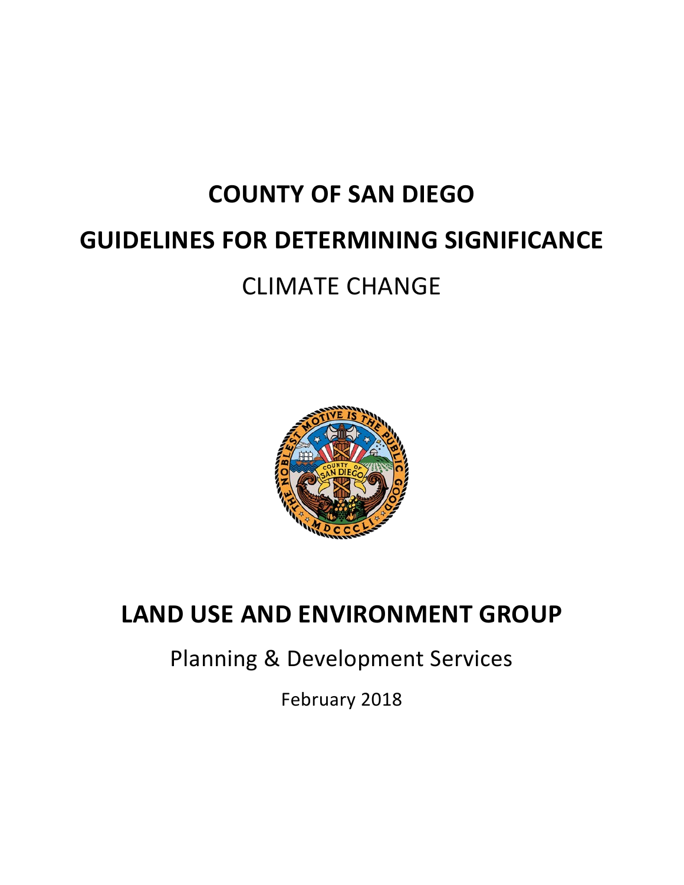# COUNTY OF SAN DIEGO

# GUIDELINES FOR DETERMINING SIGNIFICANCE

## CLIMATE CHANGE

# LAND USE AND ENVIRONMENT GROUP

Planning & Development Services

February 2018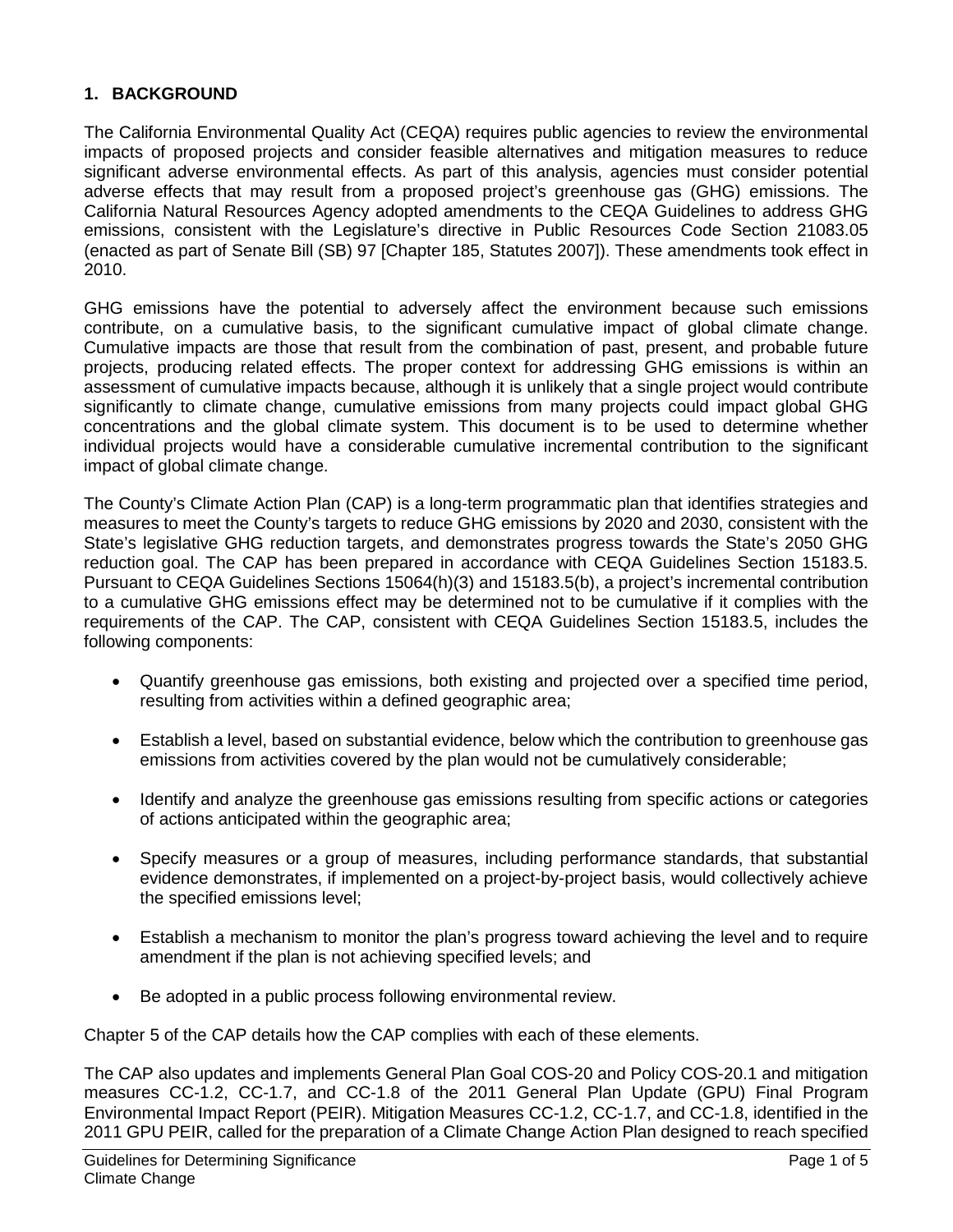## 1. BACKGROUND

The California Environmental Quality Act (CEQA) requires public agencies to review the environmental impacts of proposed projects and consider feasible alternatives and mitigation measures to reduce significant adverse environmental effects. As part of this analysis, agencies must consider potential adverse effects that may result from a proposed project's greenhouse gas (GHG) emissions. The California Natural Resources Agency adopted amendments to the CEQA Guidelines to address GHG emissions, consistent with the Legislature's directive in Public Resources Code Section 21083.05 (enacted as part of Senate Bill (SB) 97 [Chapter 185, Statutes 2007]). These amendments took effect in 2010.

GHG emissions have the potential to adversely affect the environment because such emissions contribute, on a cumulative basis, to the significant cumulative impact of global climate change. Cumulative impacts are those that result from the combination of past, present, and probable future projects, producing related effects. The proper context for addressing GHG emissions is within an assessment of cumulative impacts because, although it is unlikely that a single project would contribute significantly to climate change, cumulative emissions from many projects could impact global GHG concentrations and the global climate system. This document is to be used to determine whether individual projects would have a considerable cumulative incremental contribution to the significant impact of global climate change.

The County's Climate Action Plan (CAP) is a long-term programmatic plan that identifies strategies and measures to meet the County's targets to reduce GHG emissions by 2020 and 2030, consistent with the State's legislative GHG reduction targets, and demonstrates progress towards the State's 2050 GHG reduction goal. The CAP has been prepared in accordance with CEQA Guidelines Section 15183.5. Pursuant to CEQA Guidelines Sections 15064(h)(3) and 15183.5(b), a project's incremental contribution to a cumulative GHG emissions effect may be determined not to be cumulative if it complies with the requirements of the CAP. The CAP, consistent with CEQA Guidelines Section 15183.5, includes the following components:

- Quantify greenhouse gas emissions, both existing and projected over a specified time period, resulting from activities within a defined geographic area;
- Establish a level, based on substantial evidence, below which the contribution to greenhouse gas emissions from activities covered by the plan would not be cumulatively considerable;
- Identify and analyze the greenhouse gas emissions resulting from specific actions or categories of actions anticipated within the geographic area;
- Specify measures or a group of measures, including performance standards, that substantial evidence demonstrates, if implemented on a project-by-project basis, would collectively achieve the specified emissions level;
- Establish a mechanism to monitor the plan's progress toward achieving the level and to require amendment if the plan is not achieving specified levels; and
- Be adopted in a public process following environmental review.

Chapter 5 of the CAP details how the CAP complies with each of these elements.

The CAP also updates and implements General Plan Goal COS-20 and Policy COS-20.1 and mitigation measures CC-1.2, CC-1.7, and CC-1.8 of the 2011 General Plan Update (GPU) Final Program Environmental Impact Report (PEIR). Mitigation Measures CC-1.2, CC-1.7, and CC-1.8, identified in the 2011 GPU PEIR, called for the preparation of a Climate Change Action Plan designed to reach specified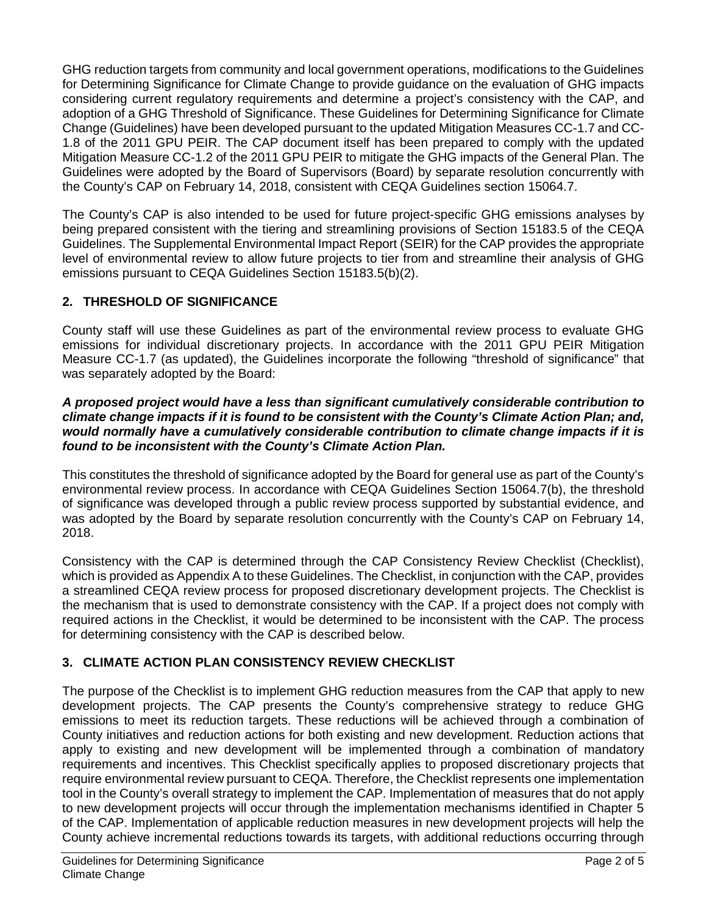GHG reduction targets from community and local government operations, modifications to the Guidelines for Determining Significance for Climate Change to provide guidance on the evaluation of GHG impacts considering current regulatory requirements and determine a project's consistency with the CAP, and adoption of a GHG Threshold of Significance. These Guidelines for Determining Significance for Climate Change (Guidelines) have been developed pursuant to the updated Mitigation Measures CC-1.7 and CC-1.8 of the 2011 GPU PEIR. The CAP document itself has been prepared to comply with the updated Mitigation Measure CC-1.2 of the 2011 GPU PEIR to mitigate the GHG impacts of the General Plan. The Guidelines were adopted by the Board of Supervisors (Board) by separate resolution concurrently with the County's CAP on February 14, 2018, consistent with CEQA Guidelines section 15064.7.

The County's CAP is also intended to be used for future project-specific GHG emissions analyses by being prepared consistent with the tiering and streamlining provisions of Section 15183.5 of the CEQA Guidelines. The Supplemental Environmental Impact Report (SEIR) for the CAP provides the appropriate level of environmental review to allow future projects to tier from and streamline their analysis of GHG emissions pursuant to CEQA Guidelines Section 15183.5(b)(2).

## 2. THRESHOLD OF SIGNIFICANCE

County staff will use these Guidelines as part of the environmental review process to evaluate GHG emissions for individual discretionary projects. In accordance with the 2011 GPU PEIR Mitigation Measure CC-1.7 (as updated), the Guidelines incorporate the following "threshold of significance" that was separately adopted by the Board:

***A proposed project would have a less than significant cumulatively considerable contribution to climate change impacts if it is found to be consistent with the County's Climate Action Plan; and, would normally have a cumulatively considerable contribution to climate change impacts if it is found to be inconsistent with the County's Climate Action Plan.***

This constitutes the threshold of significance adopted by the Board for general use as part of the County's environmental review process. In accordance with CEQA Guidelines Section 15064.7(b), the threshold of significance was developed through a public review process supported by substantial evidence, and was adopted by the Board by separate resolution concurrently with the County's CAP on February 14, 2018.

Consistency with the CAP is determined through the CAP Consistency Review Checklist (Checklist), which is provided as Appendix A to these Guidelines. The Checklist, in conjunction with the CAP, provides a streamlined CEQA review process for proposed discretionary development projects. The Checklist is the mechanism that is used to demonstrate consistency with the CAP. If a project does not comply with required actions in the Checklist, it would be determined to be inconsistent with the CAP. The process for determining consistency with the CAP is described below.

## 3. CLIMATE ACTION PLAN CONSISTENCY REVIEW CHECKLIST

The purpose of the Checklist is to implement GHG reduction measures from the CAP that apply to new development projects. The CAP presents the County's comprehensive strategy to reduce GHG emissions to meet its reduction targets. These reductions will be achieved through a combination of County initiatives and reduction actions for both existing and new development. Reduction actions that apply to existing and new development will be implemented through a combination of mandatory requirements and incentives. This Checklist specifically applies to proposed discretionary projects that require environmental review pursuant to CEQA. Therefore, the Checklist represents one implementation tool in the County's overall strategy to implement the CAP. Implementation of measures that do not apply to new development projects will occur through the implementation mechanisms identified in Chapter 5 of the CAP. Implementation of applicable reduction measures in new development projects will help the County achieve incremental reductions towards its targets, with additional reductions occurring through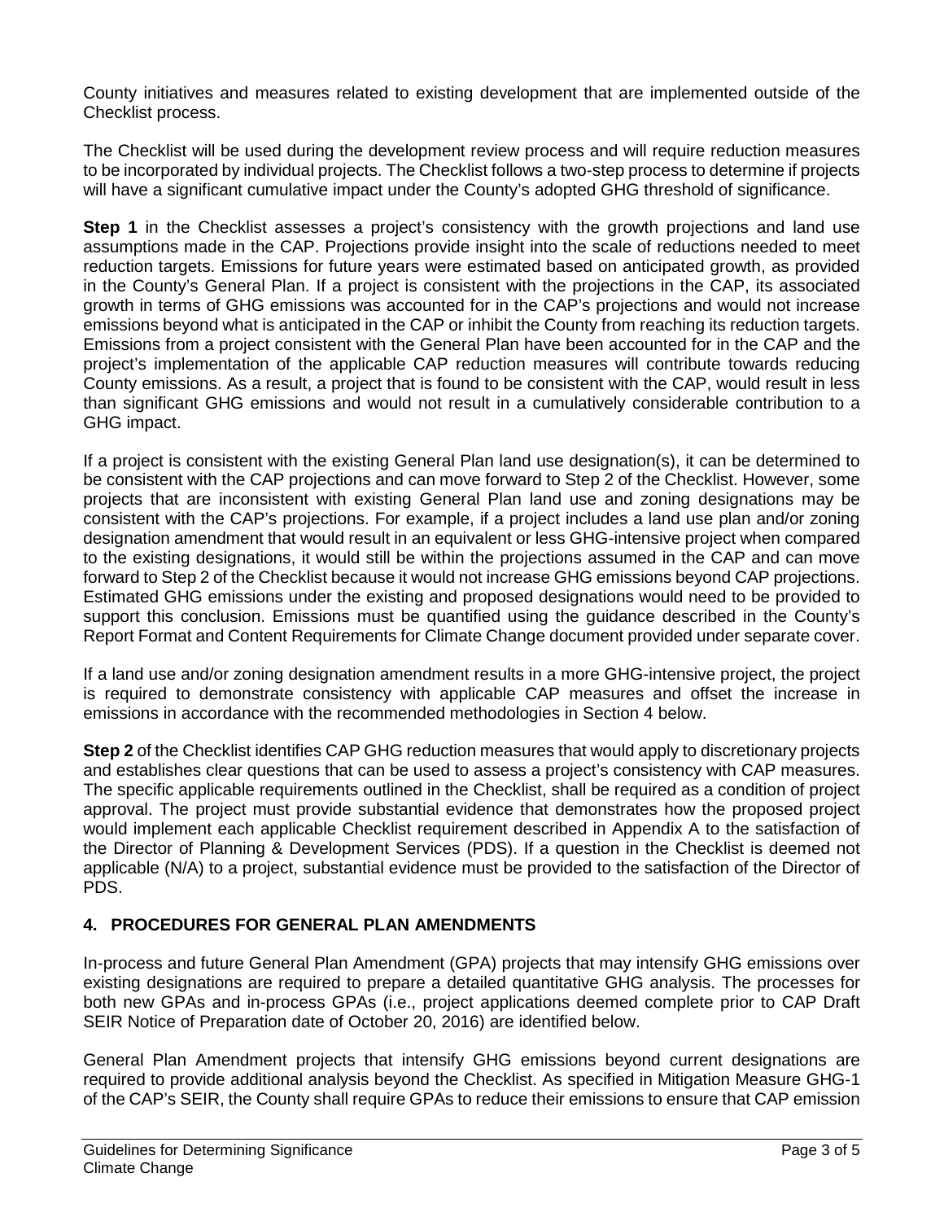County initiatives and measures related to existing development that are implemented outside of the Checklist process.

The Checklist will be used during the development review process and will require reduction measures to be incorporated by individual projects. The Checklist follows a two-step process to determine if projects will have a significant cumulative impact under the County's adopted GHG threshold of significance.

**Step 1** in the Checklist assesses a project's consistency with the growth projections and land use assumptions made in the CAP. Projections provide insight into the scale of reductions needed to meet reduction targets. Emissions for future years were estimated based on anticipated growth, as provided in the County's General Plan. If a project is consistent with the projections in the CAP, its associated growth in terms of GHG emissions was accounted for in the CAP's projections and would not increase emissions beyond what is anticipated in the CAP or inhibit the County from reaching its reduction targets. Emissions from a project consistent with the General Plan have been accounted for in the CAP and the project's implementation of the applicable CAP reduction measures will contribute towards reducing County emissions. As a result, a project that is found to be consistent with the CAP, would result in less than significant GHG emissions and would not result in a cumulatively considerable contribution to a GHG impact.

If a project is consistent with the existing General Plan land use designation(s), it can be determined to be consistent with the CAP projections and can move forward to Step 2 of the Checklist. However, some projects that are inconsistent with existing General Plan land use and zoning designations may be consistent with the CAP's projections. For example, if a project includes a land use plan and/or zoning designation amendment that would result in an equivalent or less GHG-intensive project when compared to the existing designations, it would still be within the projections assumed in the CAP and can move forward to Step 2 of the Checklist because it would not increase GHG emissions beyond CAP projections. Estimated GHG emissions under the existing and proposed designations would need to be provided to support this conclusion. Emissions must be quantified using the guidance described in the County's Report Format and Content Requirements for Climate Change document provided under separate cover.

If a land use and/or zoning designation amendment results in a more GHG-intensive project, the project is required to demonstrate consistency with applicable CAP measures and offset the increase in emissions in accordance with the recommended methodologies in Section 4 below.

**Step 2** of the Checklist identifies CAP GHG reduction measures that would apply to discretionary projects and establishes clear questions that can be used to assess a project's consistency with CAP measures. The specific applicable requirements outlined in the Checklist, shall be required as a condition of project approval. The project must provide substantial evidence that demonstrates how the proposed project would implement each applicable Checklist requirement described in Appendix A to the satisfaction of the Director of Planning & Development Services (PDS). If a question in the Checklist is deemed not applicable (N/A) to a project, substantial evidence must be provided to the satisfaction of the Director of PDS.

## 4. PROCEDURES FOR GENERAL PLAN AMENDMENTS

In-process and future General Plan Amendment (GPA) projects that may intensify GHG emissions over existing designations are required to prepare a detailed quantitative GHG analysis. The processes for both new GPAs and in-process GPAs (i.e., project applications deemed complete prior to CAP Draft SEIR Notice of Preparation date of October 20, 2016) are identified below.

General Plan Amendment projects that intensify GHG emissions beyond current designations are required to provide additional analysis beyond the Checklist. As specified in Mitigation Measure GHG-1 of the CAP's SEIR, the County shall require GPAs to reduce their emissions to ensure that CAP emission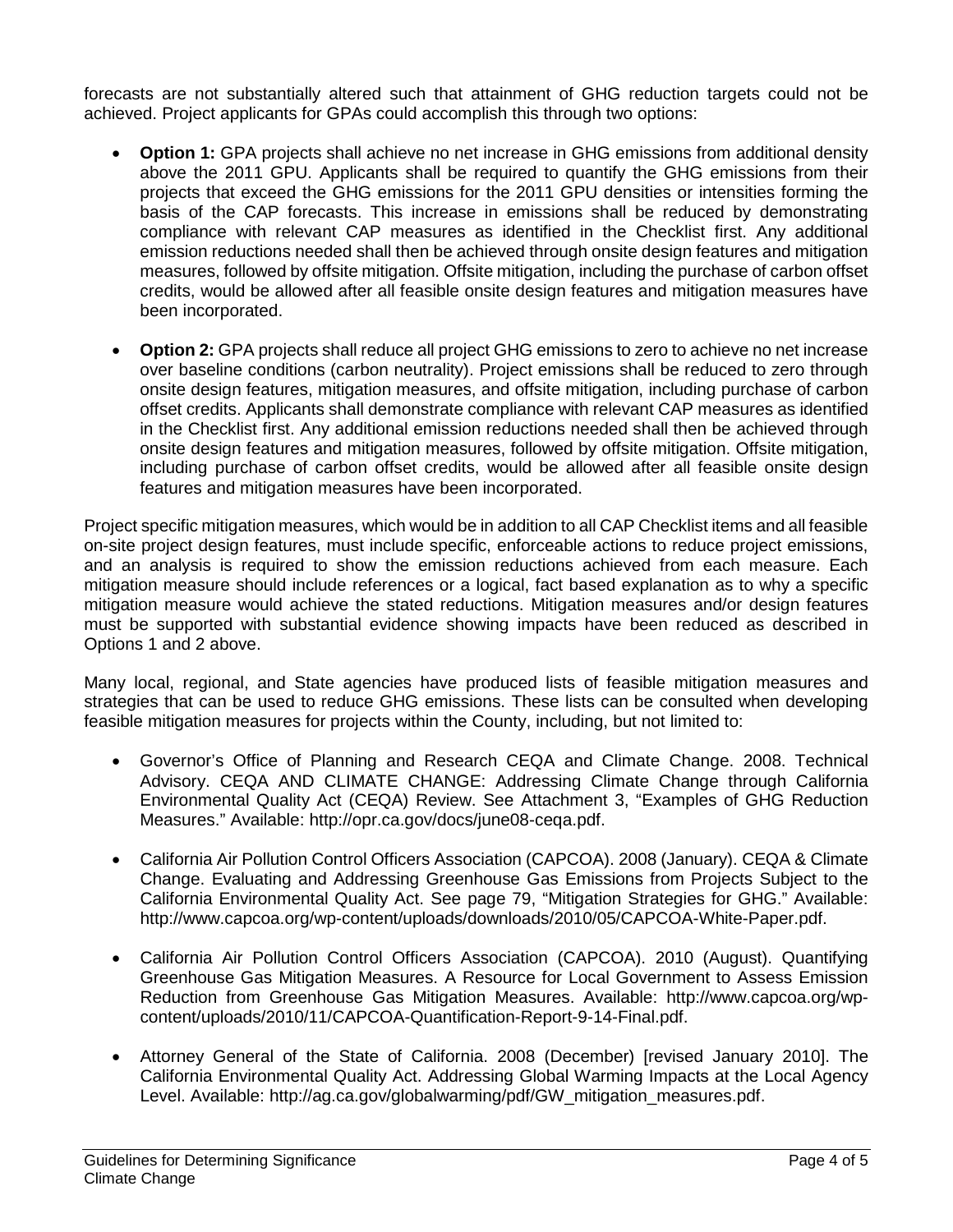forecasts are not substantially altered such that attainment of GHG reduction targets could not be achieved. Project applicants for GPAs could accomplish this through two options:

- **Option 1:** GPA projects shall achieve no net increase in GHG emissions from additional density above the 2011 GPU. Applicants shall be required to quantify the GHG emissions from their projects that exceed the GHG emissions for the 2011 GPU densities or intensities forming the basis of the CAP forecasts. This increase in emissions shall be reduced by demonstrating compliance with relevant CAP measures as identified in the Checklist first. Any additional emission reductions needed shall then be achieved through onsite design features and mitigation measures, followed by offsite mitigation. Offsite mitigation, including the purchase of carbon offset credits, would be allowed after all feasible onsite design features and mitigation measures have been incorporated.

- **Option 2:** GPA projects shall reduce all project GHG emissions to zero to achieve no net increase over baseline conditions (carbon neutrality). Project emissions shall be reduced to zero through onsite design features, mitigation measures, and offsite mitigation, including purchase of carbon offset credits. Applicants shall demonstrate compliance with relevant CAP measures as identified in the Checklist first. Any additional emission reductions needed shall then be achieved through onsite design features and mitigation measures, followed by offsite mitigation. Offsite mitigation, including purchase of carbon offset credits, would be allowed after all feasible onsite design features and mitigation measures have been incorporated.

Project specific mitigation measures, which would be in addition to all CAP Checklist items and all feasible on-site project design features, must include specific, enforceable actions to reduce project emissions, and an analysis is required to show the emission reductions achieved from each measure. Each mitigation measure should include references or a logical, fact based explanation as to why a specific mitigation measure would achieve the stated reductions. Mitigation measures and/or design features must be supported with substantial evidence showing impacts have been reduced as described in Options 1 and 2 above.

Many local, regional, and State agencies have produced lists of feasible mitigation measures and strategies that can be used to reduce GHG emissions. These lists can be consulted when developing feasible mitigation measures for projects within the County, including, but not limited to:

- Governor's Office of Planning and Research CEQA and Climate Change. 2008. Technical Advisory. CEQA AND CLIMATE CHANGE: Addressing Climate Change through California Environmental Quality Act (CEQA) Review. See Attachment 3, "Examples of GHG Reduction Measures." Available: http://opr.ca.gov/docs/june08-ceqa.pdf.

- California Air Pollution Control Officers Association (CAPCOA). 2008 (January). CEQA & Climate Change. Evaluating and Addressing Greenhouse Gas Emissions from Projects Subject to the California Environmental Quality Act. See page 79, "Mitigation Strategies for GHG." Available: http://www.capcoa.org/wp-content/uploads/downloads/2010/05/CAPCOA-White-Paper.pdf.

- California Air Pollution Control Officers Association (CAPCOA). 2010 (August). Quantifying Greenhouse Gas Mitigation Measures. A Resource for Local Government to Assess Emission Reduction from Greenhouse Gas Mitigation Measures. Available: http://www.capcoa.org/wp-content/uploads/2010/11/CAPCOA-Quantification-Report-9-14-Final.pdf.

- Attorney General of the State of California. 2008 (December) [revised January 2010]. The California Environmental Quality Act. Addressing Global Warming Impacts at the Local Agency Level. Available: http://ag.ca.gov/globalwarming/pdf/GW_mitigation_measures.pdf.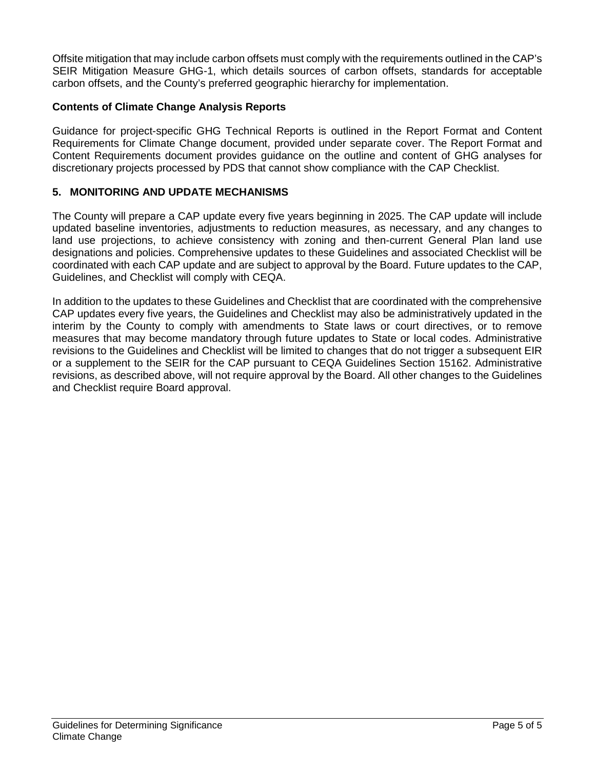Offsite mitigation that may include carbon offsets must comply with the requirements outlined in the CAP's SEIR Mitigation Measure GHG-1, which details sources of carbon offsets, standards for acceptable carbon offsets, and the County's preferred geographic hierarchy for implementation.

### Contents of Climate Change Analysis Reports

Guidance for project-specific GHG Technical Reports is outlined in the Report Format and Content Requirements for Climate Change document, provided under separate cover. The Report Format and Content Requirements document provides guidance on the outline and content of GHG analyses for discretionary projects processed by PDS that cannot show compliance with the CAP Checklist.

## 5. MONITORING AND UPDATE MECHANISMS

The County will prepare a CAP update every five years beginning in 2025. The CAP update will include updated baseline inventories, adjustments to reduction measures, as necessary, and any changes to land use projections, to achieve consistency with zoning and then-current General Plan land use designations and policies. Comprehensive updates to these Guidelines and associated Checklist will be coordinated with each CAP update and are subject to approval by the Board. Future updates to the CAP, Guidelines, and Checklist will comply with CEQA.

In addition to the updates to these Guidelines and Checklist that are coordinated with the comprehensive CAP updates every five years, the Guidelines and Checklist may also be administratively updated in the interim by the County to comply with amendments to State laws or court directives, or to remove measures that may become mandatory through future updates to State or local codes. Administrative revisions to the Guidelines and Checklist will be limited to changes that do not trigger a subsequent EIR or a supplement to the SEIR for the CAP pursuant to CEQA Guidelines Section 15162. Administrative revisions, as described above, will not require approval by the Board. All other changes to the Guidelines and Checklist require Board approval.